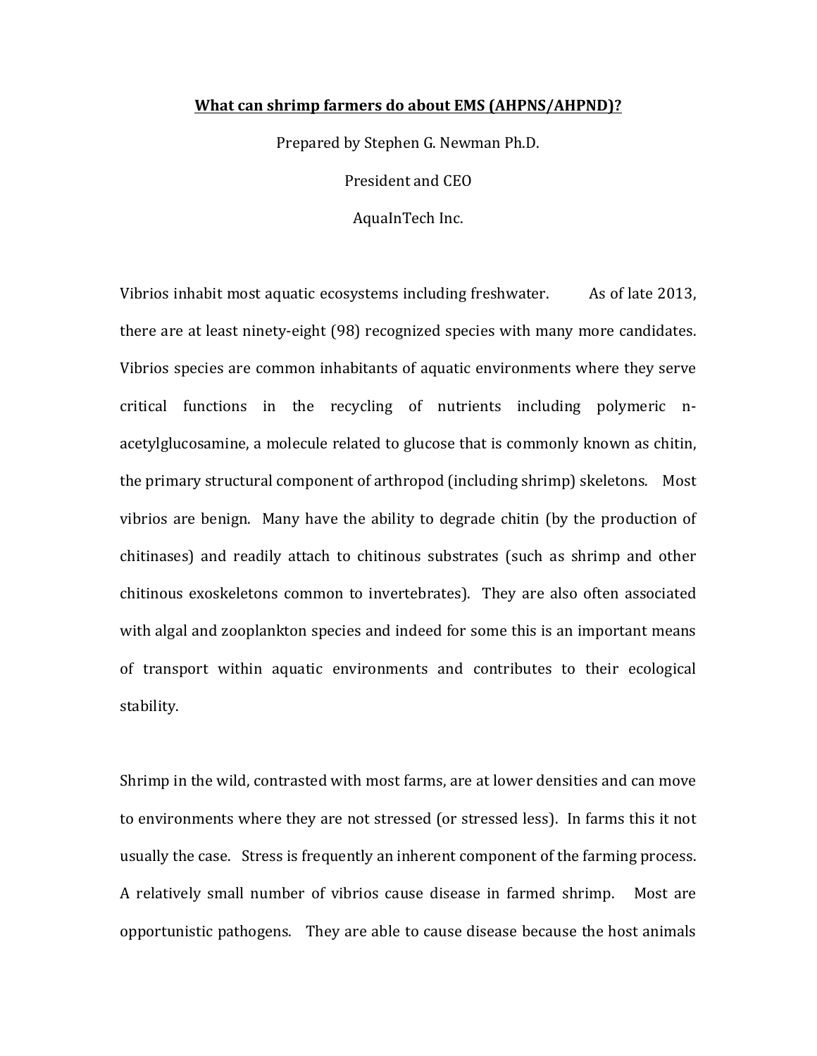# What can shrimp farmers do about EMS (AHPNS/AHPND)?

Prepared by Stephen G. Newman Ph.D.

President and CEO

AquaInTech Inc.

Vibrios inhabit most aquatic ecosystems including freshwater. As of late 2013, there are at least ninety-eight (98) recognized species with many more candidates. Vibrios species are common inhabitants of aquatic environments where they serve critical functions in the recycling of nutrients including polymeric n-acetylglucosamine, a molecule related to glucose that is commonly known as chitin, the primary structural component of arthropod (including shrimp) skeletons. Most vibrios are benign. Many have the ability to degrade chitin (by the production of chitinases) and readily attach to chitinous substrates (such as shrimp and other chitinous exoskeletons common to invertebrates). They are also often associated with algal and zooplankton species and indeed for some this is an important means of transport within aquatic environments and contributes to their ecological stability.

Shrimp in the wild, contrasted with most farms, are at lower densities and can move to environments where they are not stressed (or stressed less). In farms this it not usually the case. Stress is frequently an inherent component of the farming process. A relatively small number of vibrios cause disease in farmed shrimp. Most are opportunistic pathogens. They are able to cause disease because the host animals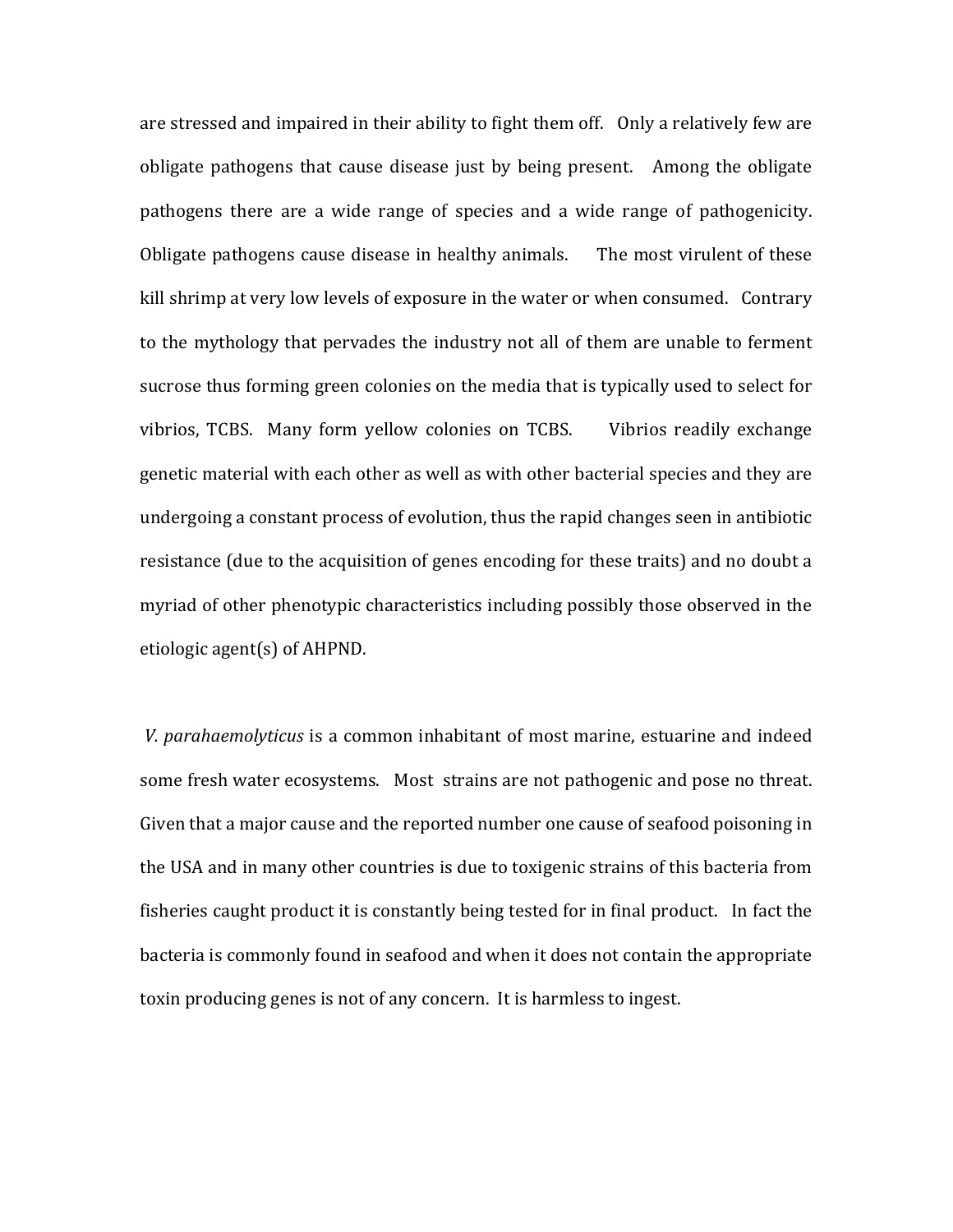are stressed and impaired in their ability to fight them off. Only a relatively few are obligate pathogens that cause disease just by being present. Among the obligate pathogens there are a wide range of species and a wide range of pathogenicity. Obligate pathogens cause disease in healthy animals. The most virulent of these kill shrimp at very low levels of exposure in the water or when consumed. Contrary to the mythology that pervades the industry not all of them are unable to ferment sucrose thus forming green colonies on the media that is typically used to select for vibrios, TCBS. Many form yellow colonies on TCBS. Vibrios readily exchange genetic material with each other as well as with other bacterial species and they are undergoing a constant process of evolution, thus the rapid changes seen in antibiotic resistance (due to the acquisition of genes encoding for these traits) and no doubt a myriad of other phenotypic characteristics including possibly those observed in the etiologic agent(s) of AHPND.

*V. parahaemolyticus* is a common inhabitant of most marine, estuarine and indeed some fresh water ecosystems. Most strains are not pathogenic and pose no threat. Given that a major cause and the reported number one cause of seafood poisoning in the USA and in many other countries is due to toxigenic strains of this bacteria from fisheries caught product it is constantly being tested for in final product. In fact the bacteria is commonly found in seafood and when it does not contain the appropriate toxin producing genes is not of any concern. It is harmless to ingest.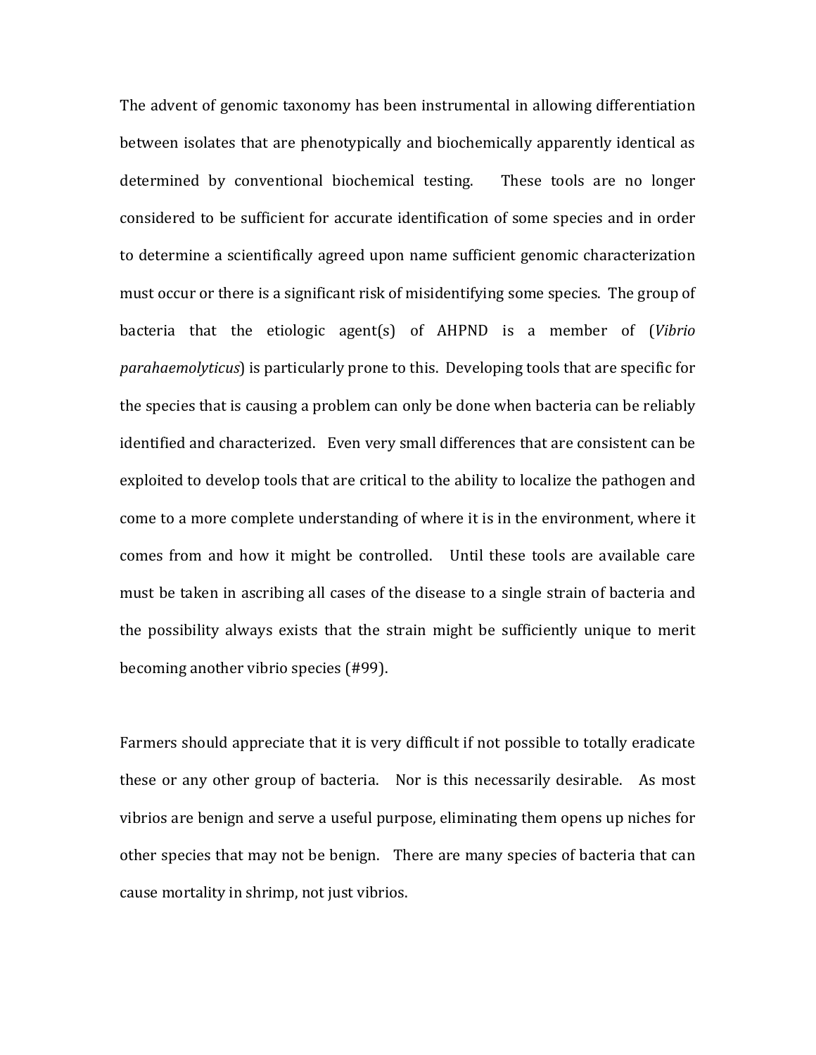The advent of genomic taxonomy has been instrumental in allowing differentiation between isolates that are phenotypically and biochemically apparently identical as determined by conventional biochemical testing. These tools are no longer considered to be sufficient for accurate identification of some species and in order to determine a scientifically agreed upon name sufficient genomic characterization must occur or there is a significant risk of misidentifying some species. The group of bacteria that the etiologic agent(s) of AHPND is a member of (*Vibrio parahaemolyticus*) is particularly prone to this. Developing tools that are specific for the species that is causing a problem can only be done when bacteria can be reliably identified and characterized. Even very small differences that are consistent can be exploited to develop tools that are critical to the ability to localize the pathogen and come to a more complete understanding of where it is in the environment, where it comes from and how it might be controlled. Until these tools are available care must be taken in ascribing all cases of the disease to a single strain of bacteria and the possibility always exists that the strain might be sufficiently unique to merit becoming another vibrio species (#99).

Farmers should appreciate that it is very difficult if not possible to totally eradicate these or any other group of bacteria. Nor is this necessarily desirable. As most vibrios are benign and serve a useful purpose, eliminating them opens up niches for other species that may not be benign. There are many species of bacteria that can cause mortality in shrimp, not just vibrios.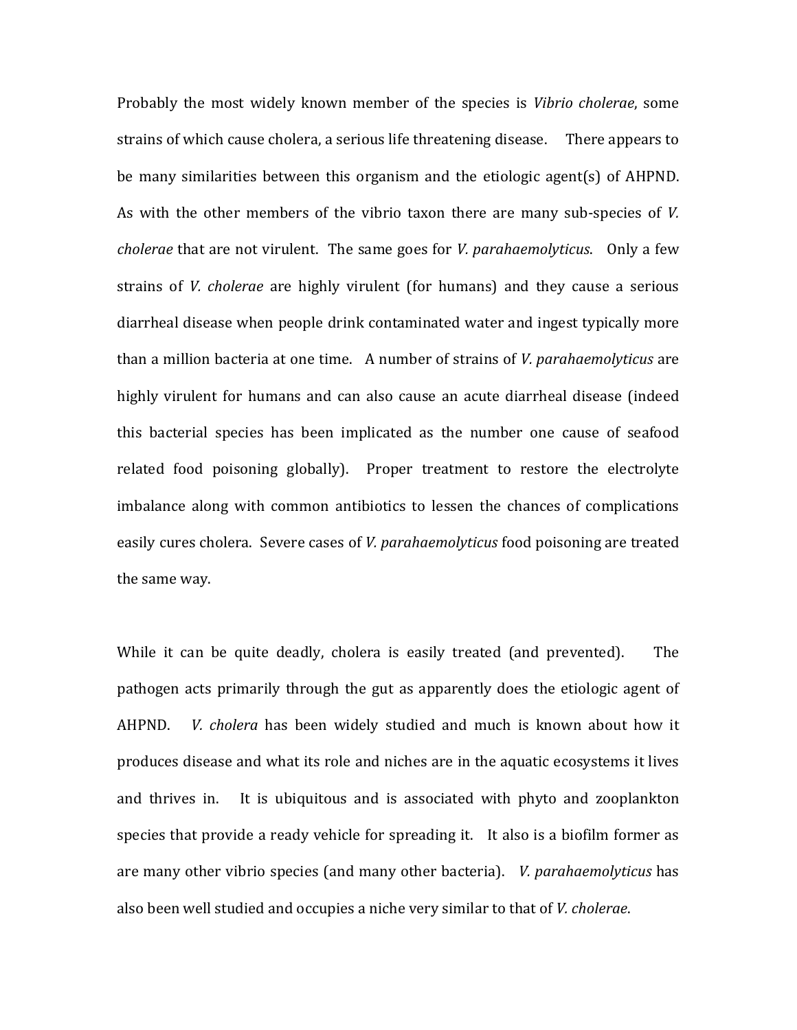Probably the most widely known member of the species is *Vibrio cholerae*, some strains of which cause cholera, a serious life threatening disease. There appears to be many similarities between this organism and the etiologic agent(s) of AHPND. As with the other members of the vibrio taxon there are many sub-species of *V. cholerae* that are not virulent. The same goes for *V. parahaemolyticus*. Only a few strains of *V. cholerae* are highly virulent (for humans) and they cause a serious diarrheal disease when people drink contaminated water and ingest typically more than a million bacteria at one time. A number of strains of *V. parahaemolyticus* are highly virulent for humans and can also cause an acute diarrheal disease (indeed this bacterial species has been implicated as the number one cause of seafood related food poisoning globally). Proper treatment to restore the electrolyte imbalance along with common antibiotics to lessen the chances of complications easily cures cholera. Severe cases of *V. parahaemolyticus* food poisoning are treated the same way.

While it can be quite deadly, cholera is easily treated (and prevented). The pathogen acts primarily through the gut as apparently does the etiologic agent of AHPND. *V. cholera* has been widely studied and much is known about how it produces disease and what its role and niches are in the aquatic ecosystems it lives and thrives in. It is ubiquitous and is associated with phyto and zooplankton species that provide a ready vehicle for spreading it. It also is a biofilm former as are many other vibrio species (and many other bacteria). *V. parahaemolyticus* has also been well studied and occupies a niche very similar to that of *V. cholerae*.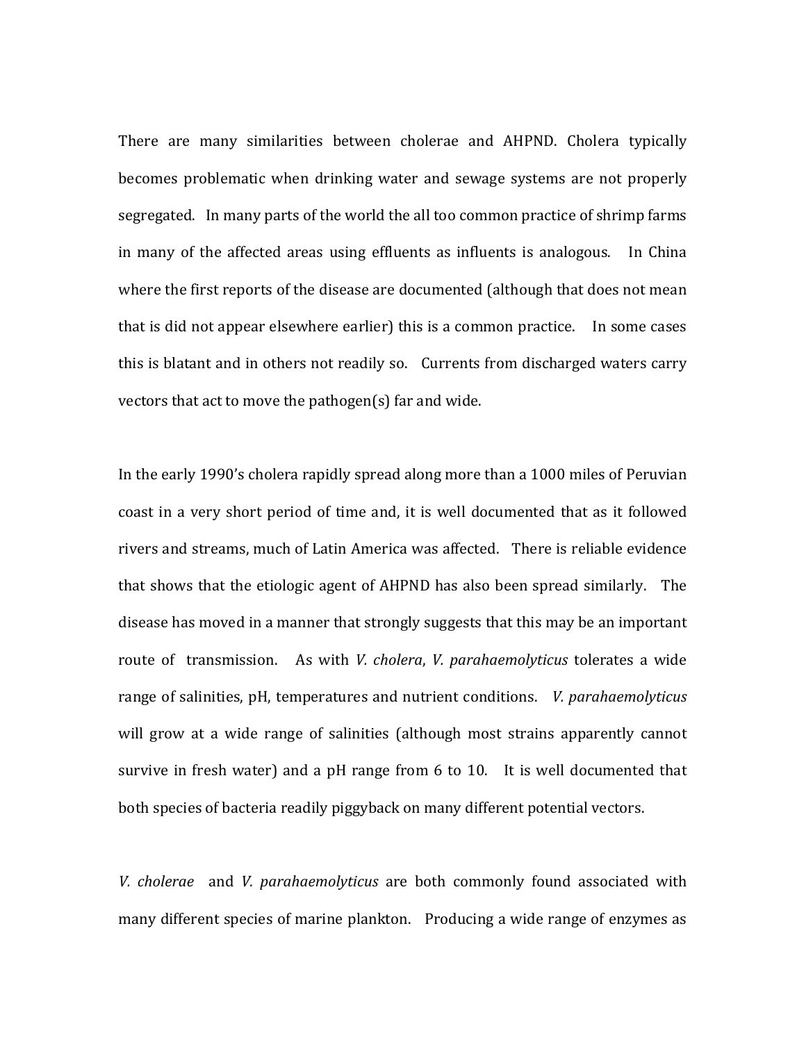There are many similarities between cholerae and AHPND. Cholera typically becomes problematic when drinking water and sewage systems are not properly segregated. In many parts of the world the all too common practice of shrimp farms in many of the affected areas using effluents as influents is analogous. In China where the first reports of the disease are documented (although that does not mean that is did not appear elsewhere earlier) this is a common practice. In some cases this is blatant and in others not readily so. Currents from discharged waters carry vectors that act to move the pathogen(s) far and wide.

In the early 1990's cholera rapidly spread along more than a 1000 miles of Peruvian coast in a very short period of time and, it is well documented that as it followed rivers and streams, much of Latin America was affected. There is reliable evidence that shows that the etiologic agent of AHPND has also been spread similarly. The disease has moved in a manner that strongly suggests that this may be an important route of transmission. As with *V. cholera*, *V. parahaemolyticus* tolerates a wide range of salinities, pH, temperatures and nutrient conditions. *V. parahaemolyticus* will grow at a wide range of salinities (although most strains apparently cannot survive in fresh water) and a pH range from 6 to 10. It is well documented that both species of bacteria readily piggyback on many different potential vectors.

*V. cholerae* and *V. parahaemolyticus* are both commonly found associated with many different species of marine plankton. Producing a wide range of enzymes as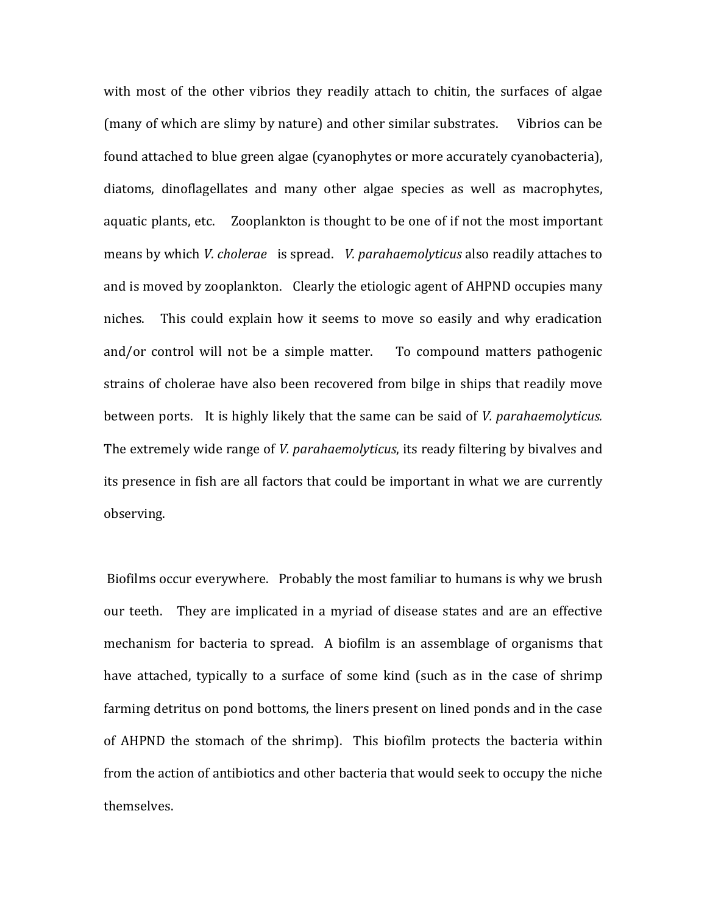with most of the other vibrios they readily attach to chitin, the surfaces of algae (many of which are slimy by nature) and other similar substrates. Vibrios can be found attached to blue green algae (cyanophytes or more accurately cyanobacteria), diatoms, dinoflagellates and many other algae species as well as macrophytes, aquatic plants, etc. Zooplankton is thought to be one of if not the most important means by which *V. cholerae* is spread. *V. parahaemolyticus* also readily attaches to and is moved by zooplankton. Clearly the etiologic agent of AHPND occupies many niches. This could explain how it seems to move so easily and why eradication and/or control will not be a simple matter. To compound matters pathogenic strains of cholerae have also been recovered from bilge in ships that readily move between ports. It is highly likely that the same can be said of *V. parahaemolyticus.* The extremely wide range of *V. parahaemolyticus*, its ready filtering by bivalves and its presence in fish are all factors that could be important in what we are currently observing.

Biofilms occur everywhere. Probably the most familiar to humans is why we brush our teeth. They are implicated in a myriad of disease states and are an effective mechanism for bacteria to spread. A biofilm is an assemblage of organisms that have attached, typically to a surface of some kind (such as in the case of shrimp farming detritus on pond bottoms, the liners present on lined ponds and in the case of AHPND the stomach of the shrimp). This biofilm protects the bacteria within from the action of antibiotics and other bacteria that would seek to occupy the niche themselves.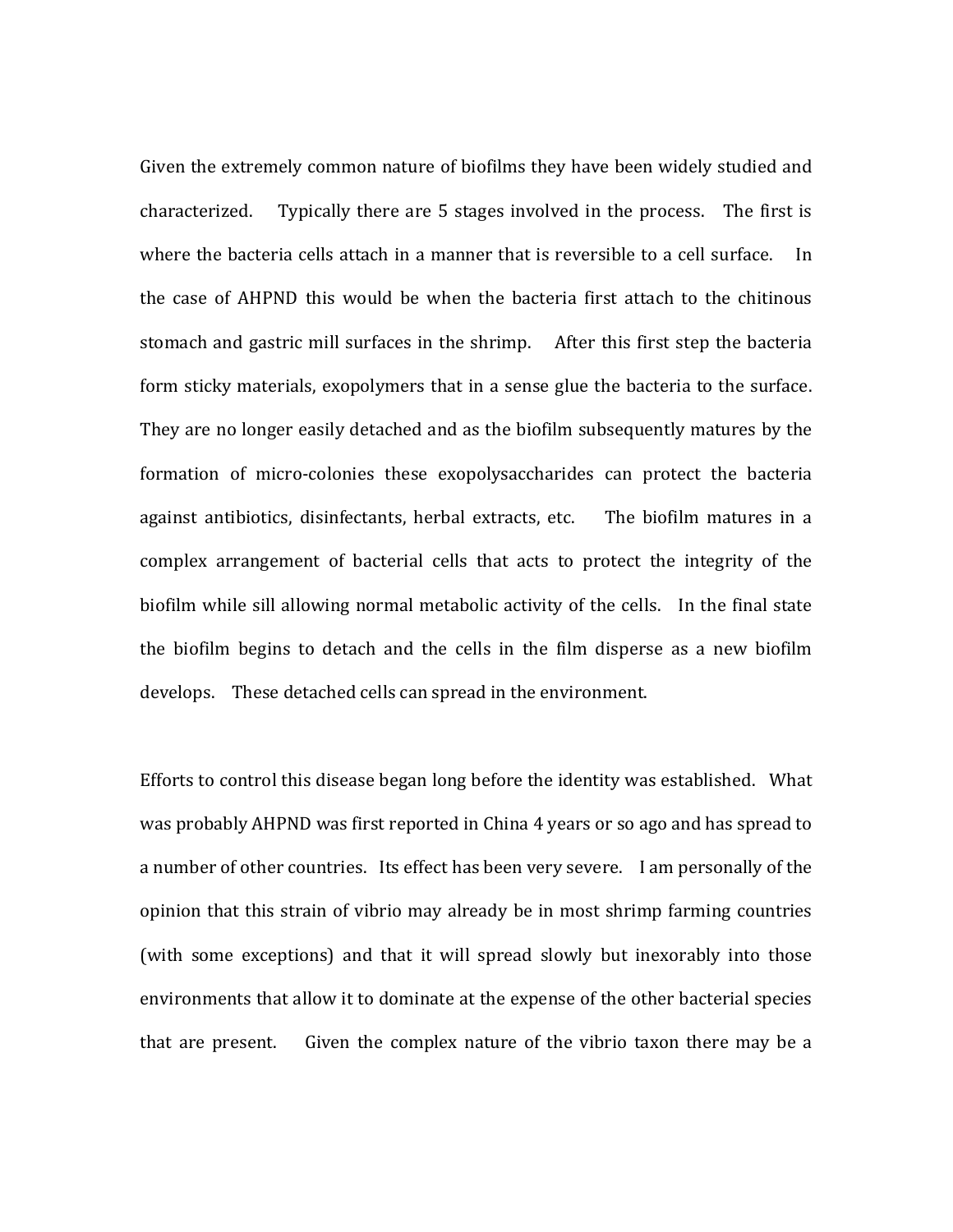Given the extremely common nature of biofilms they have been widely studied and characterized. Typically there are 5 stages involved in the process. The first is where the bacteria cells attach in a manner that is reversible to a cell surface. In the case of AHPND this would be when the bacteria first attach to the chitinous stomach and gastric mill surfaces in the shrimp. After this first step the bacteria form sticky materials, exopolymers that in a sense glue the bacteria to the surface. They are no longer easily detached and as the biofilm subsequently matures by the formation of micro-colonies these exopolysaccharides can protect the bacteria against antibiotics, disinfectants, herbal extracts, etc. The biofilm matures in a complex arrangement of bacterial cells that acts to protect the integrity of the biofilm while sill allowing normal metabolic activity of the cells. In the final state the biofilm begins to detach and the cells in the film disperse as a new biofilm develops. These detached cells can spread in the environment.

Efforts to control this disease began long before the identity was established. What was probably AHPND was first reported in China 4 years or so ago and has spread to a number of other countries. Its effect has been very severe. I am personally of the opinion that this strain of vibrio may already be in most shrimp farming countries (with some exceptions) and that it will spread slowly but inexorably into those environments that allow it to dominate at the expense of the other bacterial species that are present. Given the complex nature of the vibrio taxon there may be a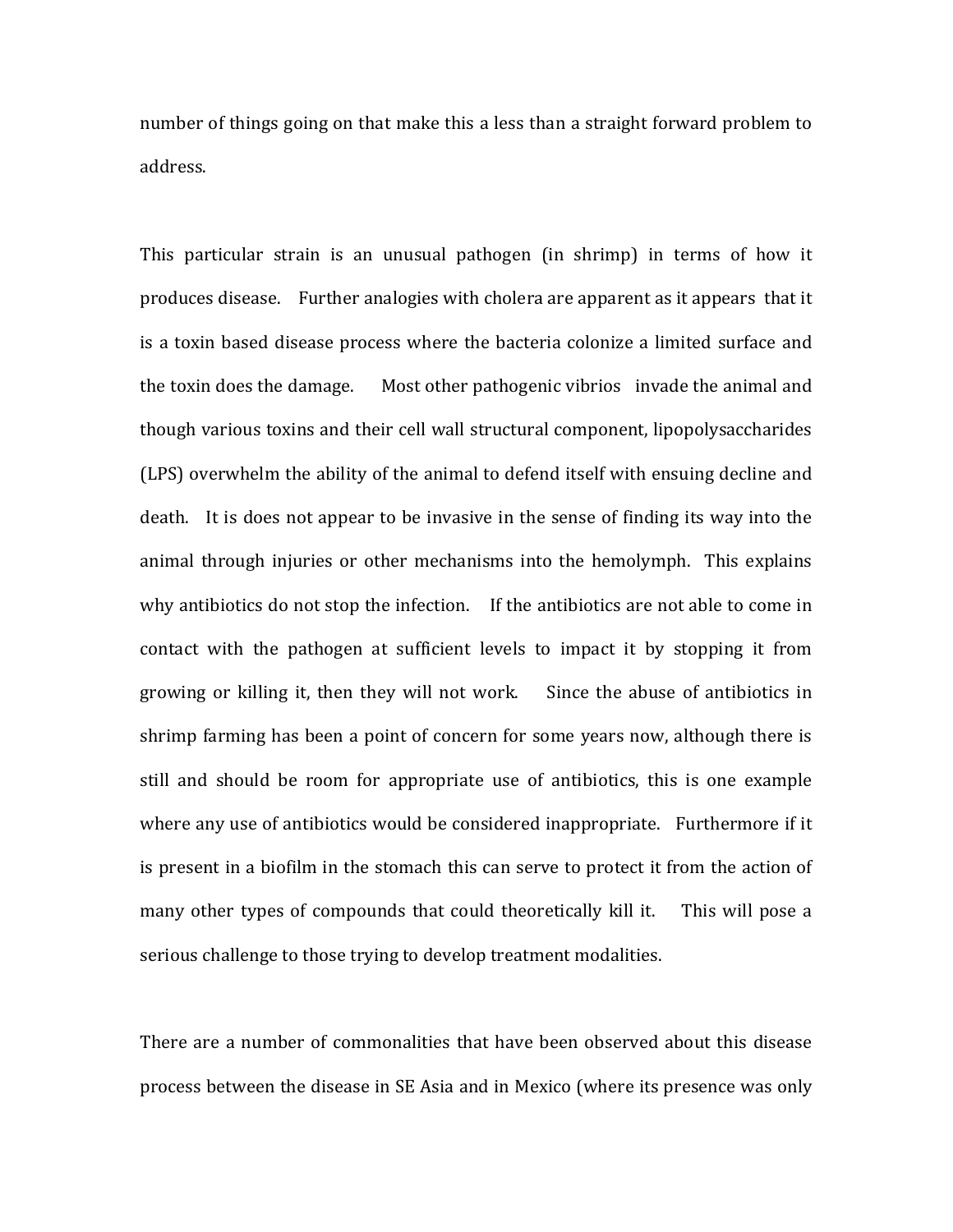number of things going on that make this a less than a straight forward problem to address.

This particular strain is an unusual pathogen (in shrimp) in terms of how it produces disease. Further analogies with cholera are apparent as it appears that it is a toxin based disease process where the bacteria colonize a limited surface and the toxin does the damage. Most other pathogenic vibrios invade the animal and though various toxins and their cell wall structural component, lipopolysaccharides (LPS) overwhelm the ability of the animal to defend itself with ensuing decline and death. It is does not appear to be invasive in the sense of finding its way into the animal through injuries or other mechanisms into the hemolymph. This explains why antibiotics do not stop the infection. If the antibiotics are not able to come in contact with the pathogen at sufficient levels to impact it by stopping it from growing or killing it, then they will not work. Since the abuse of antibiotics in shrimp farming has been a point of concern for some years now, although there is still and should be room for appropriate use of antibiotics, this is one example where any use of antibiotics would be considered inappropriate. Furthermore if it is present in a biofilm in the stomach this can serve to protect it from the action of many other types of compounds that could theoretically kill it. This will pose a serious challenge to those trying to develop treatment modalities.

There are a number of commonalities that have been observed about this disease process between the disease in SE Asia and in Mexico (where its presence was only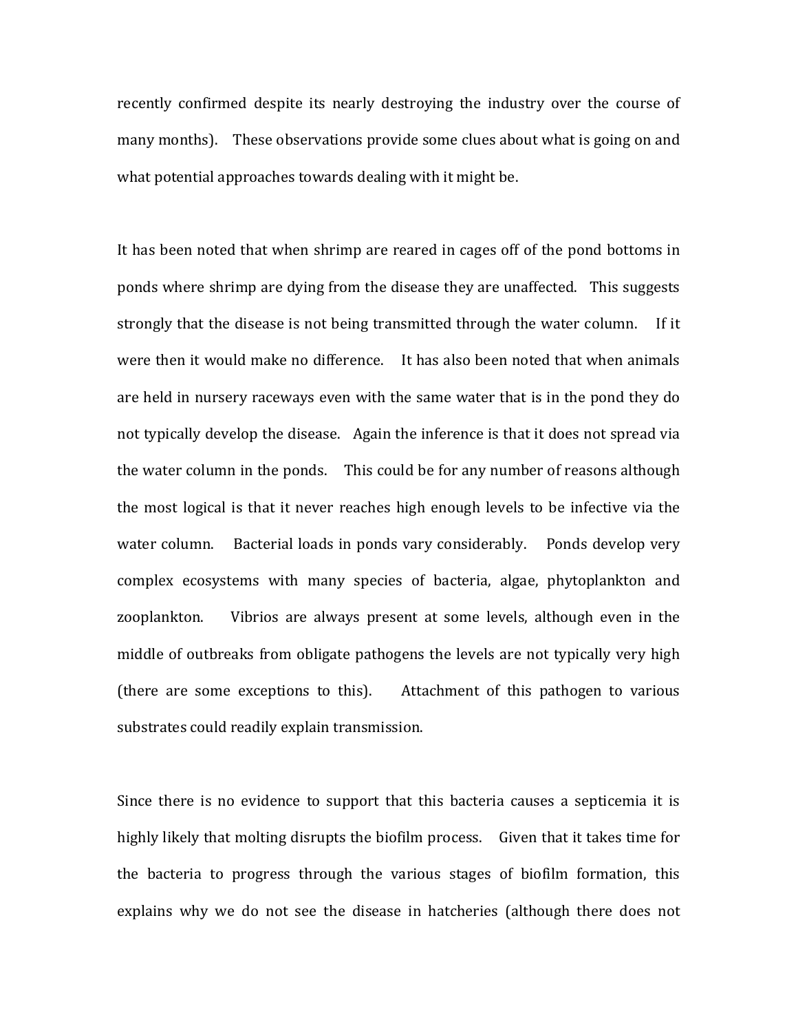recently confirmed despite its nearly destroying the industry over the course of many months). These observations provide some clues about what is going on and what potential approaches towards dealing with it might be.

It has been noted that when shrimp are reared in cages off of the pond bottoms in ponds where shrimp are dying from the disease they are unaffected. This suggests strongly that the disease is not being transmitted through the water column. If it were then it would make no difference. It has also been noted that when animals are held in nursery raceways even with the same water that is in the pond they do not typically develop the disease. Again the inference is that it does not spread via the water column in the ponds. This could be for any number of reasons although the most logical is that it never reaches high enough levels to be infective via the water column. Bacterial loads in ponds vary considerably. Ponds develop very complex ecosystems with many species of bacteria, algae, phytoplankton and zooplankton. Vibrios are always present at some levels, although even in the middle of outbreaks from obligate pathogens the levels are not typically very high (there are some exceptions to this). Attachment of this pathogen to various substrates could readily explain transmission.

Since there is no evidence to support that this bacteria causes a septicemia it is highly likely that molting disrupts the biofilm process. Given that it takes time for the bacteria to progress through the various stages of biofilm formation, this explains why we do not see the disease in hatcheries (although there does not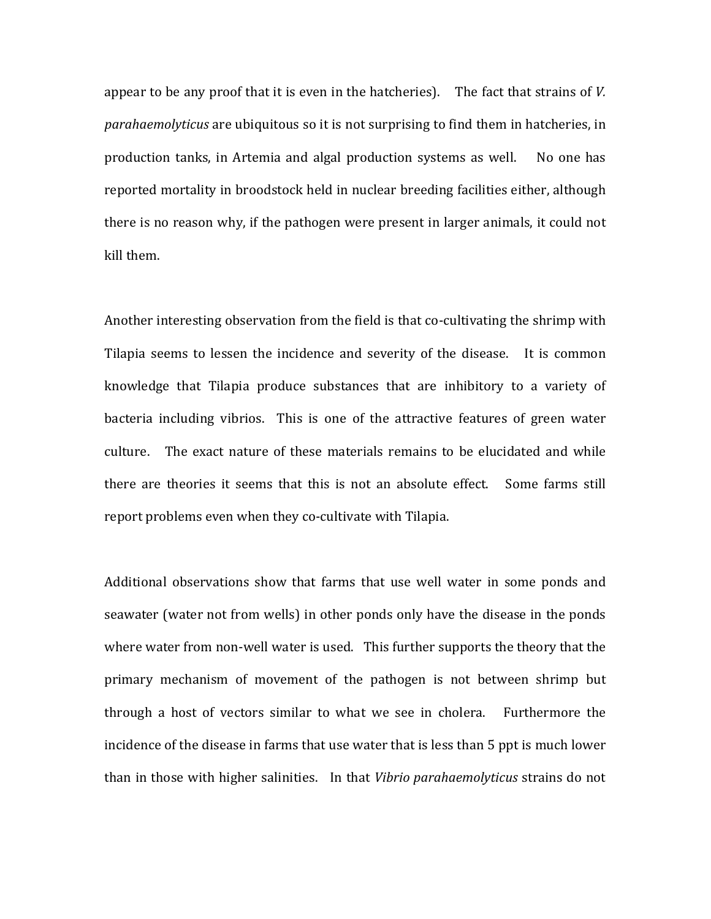appear to be any proof that it is even in the hatcheries). The fact that strains of *V. parahaemolyticus* are ubiquitous so it is not surprising to find them in hatcheries, in production tanks, in Artemia and algal production systems as well. No one has reported mortality in broodstock held in nuclear breeding facilities either, although there is no reason why, if the pathogen were present in larger animals, it could not kill them.

Another interesting observation from the field is that co-cultivating the shrimp with Tilapia seems to lessen the incidence and severity of the disease. It is common knowledge that Tilapia produce substances that are inhibitory to a variety of bacteria including vibrios. This is one of the attractive features of green water culture. The exact nature of these materials remains to be elucidated and while there are theories it seems that this is not an absolute effect. Some farms still report problems even when they co-cultivate with Tilapia.

Additional observations show that farms that use well water in some ponds and seawater (water not from wells) in other ponds only have the disease in the ponds where water from non-well water is used. This further supports the theory that the primary mechanism of movement of the pathogen is not between shrimp but through a host of vectors similar to what we see in cholera. Furthermore the incidence of the disease in farms that use water that is less than 5 ppt is much lower than in those with higher salinities. In that *Vibrio parahaemolyticus* strains do not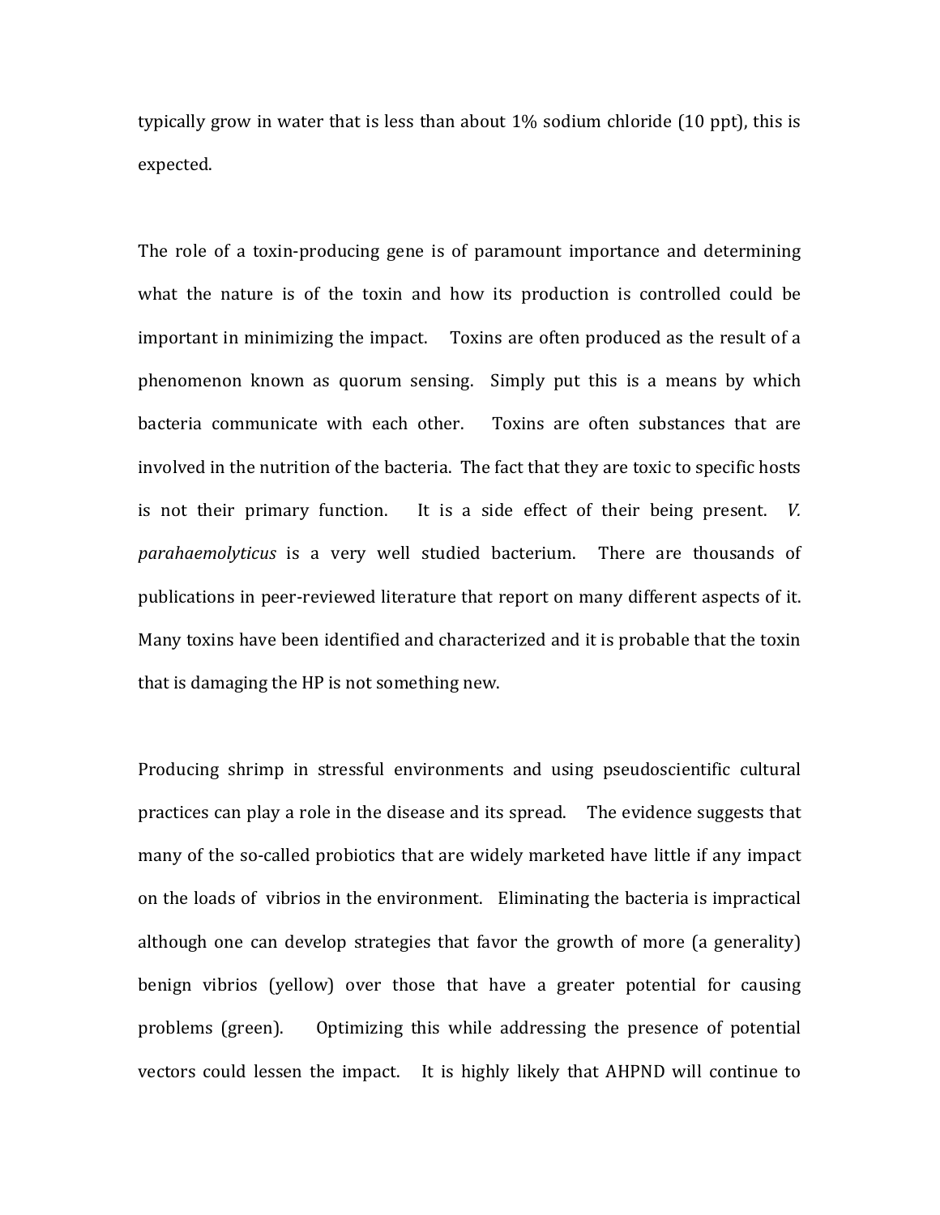typically grow in water that is less than about 1% sodium chloride (10 ppt), this is expected.

The role of a toxin-producing gene is of paramount importance and determining what the nature is of the toxin and how its production is controlled could be important in minimizing the impact. Toxins are often produced as the result of a phenomenon known as quorum sensing. Simply put this is a means by which bacteria communicate with each other. Toxins are often substances that are involved in the nutrition of the bacteria. The fact that they are toxic to specific hosts is not their primary function. It is a side effect of their being present. *V. parahaemolyticus* is a very well studied bacterium. There are thousands of publications in peer-reviewed literature that report on many different aspects of it. Many toxins have been identified and characterized and it is probable that the toxin that is damaging the HP is not something new.

Producing shrimp in stressful environments and using pseudoscientific cultural practices can play a role in the disease and its spread. The evidence suggests that many of the so-called probiotics that are widely marketed have little if any impact on the loads of vibrios in the environment. Eliminating the bacteria is impractical although one can develop strategies that favor the growth of more (a generality) benign vibrios (yellow) over those that have a greater potential for causing problems (green). Optimizing this while addressing the presence of potential vectors could lessen the impact. It is highly likely that AHPND will continue to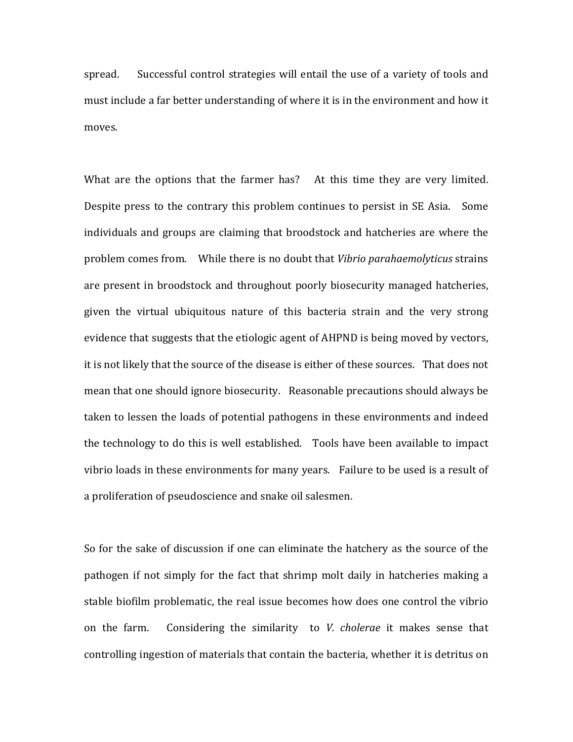spread. Successful control strategies will entail the use of a variety of tools and must include a far better understanding of where it is in the environment and how it moves.

What are the options that the farmer has? At this time they are very limited. Despite press to the contrary this problem continues to persist in SE Asia. Some individuals and groups are claiming that broodstock and hatcheries are where the problem comes from. While there is no doubt that *Vibrio parahaemolyticus* strains are present in broodstock and throughout poorly biosecurity managed hatcheries, given the virtual ubiquitous nature of this bacteria strain and the very strong evidence that suggests that the etiologic agent of AHPND is being moved by vectors, it is not likely that the source of the disease is either of these sources. That does not mean that one should ignore biosecurity. Reasonable precautions should always be taken to lessen the loads of potential pathogens in these environments and indeed the technology to do this is well established. Tools have been available to impact vibrio loads in these environments for many years. Failure to be used is a result of a proliferation of pseudoscience and snake oil salesmen.

So for the sake of discussion if one can eliminate the hatchery as the source of the pathogen if not simply for the fact that shrimp molt daily in hatcheries making a stable biofilm problematic, the real issue becomes how does one control the vibrio on the farm. Considering the similarity to *V. cholerae* it makes sense that controlling ingestion of materials that contain the bacteria, whether it is detritus on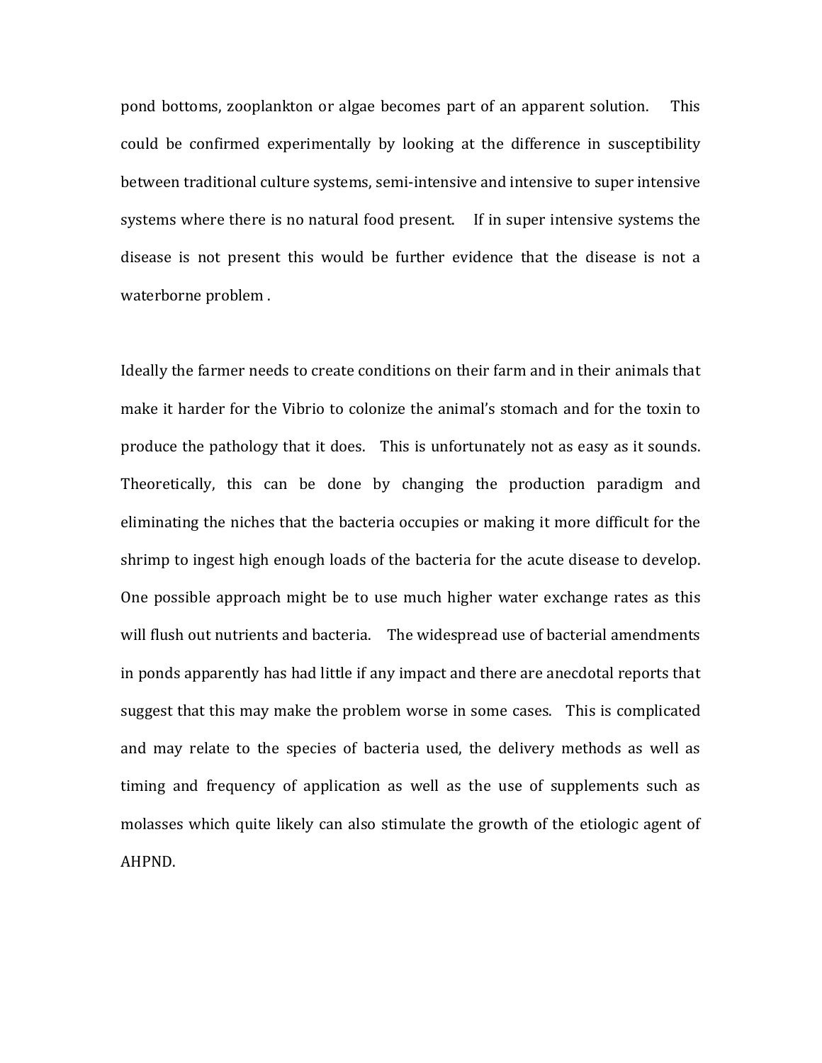pond bottoms, zooplankton or algae becomes part of an apparent solution. This could be confirmed experimentally by looking at the difference in susceptibility between traditional culture systems, semi-intensive and intensive to super intensive systems where there is no natural food present. If in super intensive systems the disease is not present this would be further evidence that the disease is not a waterborne problem .

Ideally the farmer needs to create conditions on their farm and in their animals that make it harder for the Vibrio to colonize the animal's stomach and for the toxin to produce the pathology that it does. This is unfortunately not as easy as it sounds. Theoretically, this can be done by changing the production paradigm and eliminating the niches that the bacteria occupies or making it more difficult for the shrimp to ingest high enough loads of the bacteria for the acute disease to develop. One possible approach might be to use much higher water exchange rates as this will flush out nutrients and bacteria. The widespread use of bacterial amendments in ponds apparently has had little if any impact and there are anecdotal reports that suggest that this may make the problem worse in some cases. This is complicated and may relate to the species of bacteria used, the delivery methods as well as timing and frequency of application as well as the use of supplements such as molasses which quite likely can also stimulate the growth of the etiologic agent of AHPND.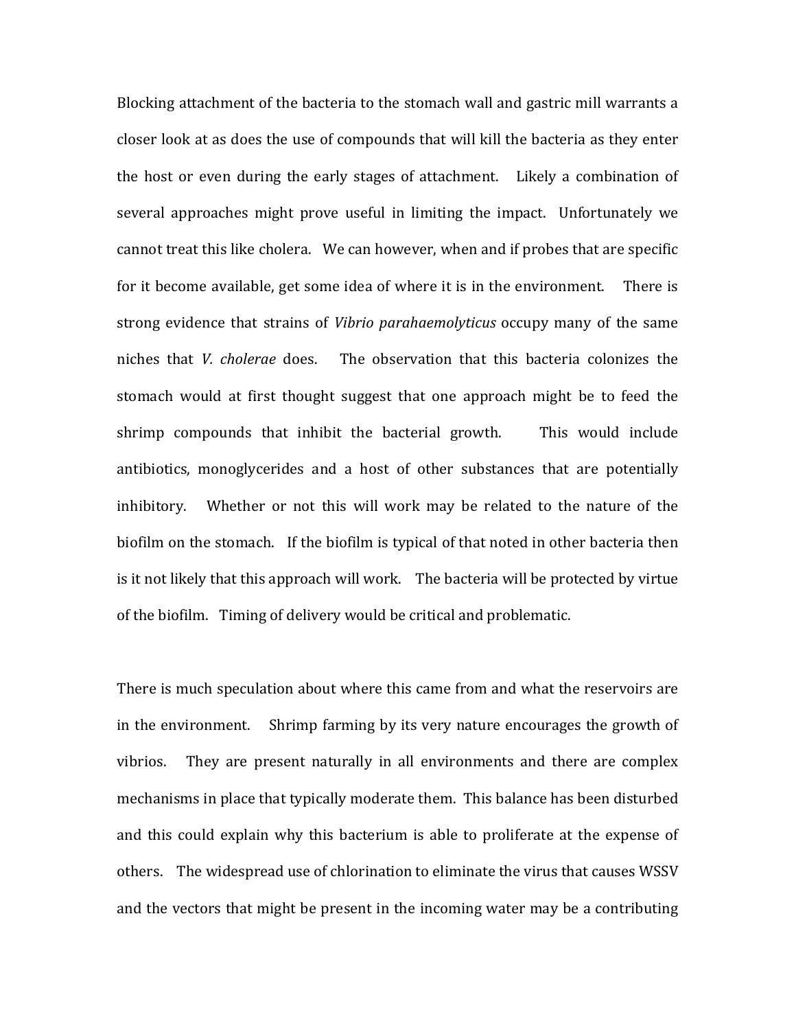Blocking attachment of the bacteria to the stomach wall and gastric mill warrants a closer look at as does the use of compounds that will kill the bacteria as they enter the host or even during the early stages of attachment. Likely a combination of several approaches might prove useful in limiting the impact. Unfortunately we cannot treat this like cholera. We can however, when and if probes that are specific for it become available, get some idea of where it is in the environment. There is strong evidence that strains of *Vibrio parahaemolyticus* occupy many of the same niches that *V. cholerae* does. The observation that this bacteria colonizes the stomach would at first thought suggest that one approach might be to feed the shrimp compounds that inhibit the bacterial growth. This would include antibiotics, monoglycerides and a host of other substances that are potentially inhibitory. Whether or not this will work may be related to the nature of the biofilm on the stomach. If the biofilm is typical of that noted in other bacteria then is it not likely that this approach will work. The bacteria will be protected by virtue of the biofilm. Timing of delivery would be critical and problematic.

There is much speculation about where this came from and what the reservoirs are in the environment. Shrimp farming by its very nature encourages the growth of vibrios. They are present naturally in all environments and there are complex mechanisms in place that typically moderate them. This balance has been disturbed and this could explain why this bacterium is able to proliferate at the expense of others. The widespread use of chlorination to eliminate the virus that causes WSSV and the vectors that might be present in the incoming water may be a contributing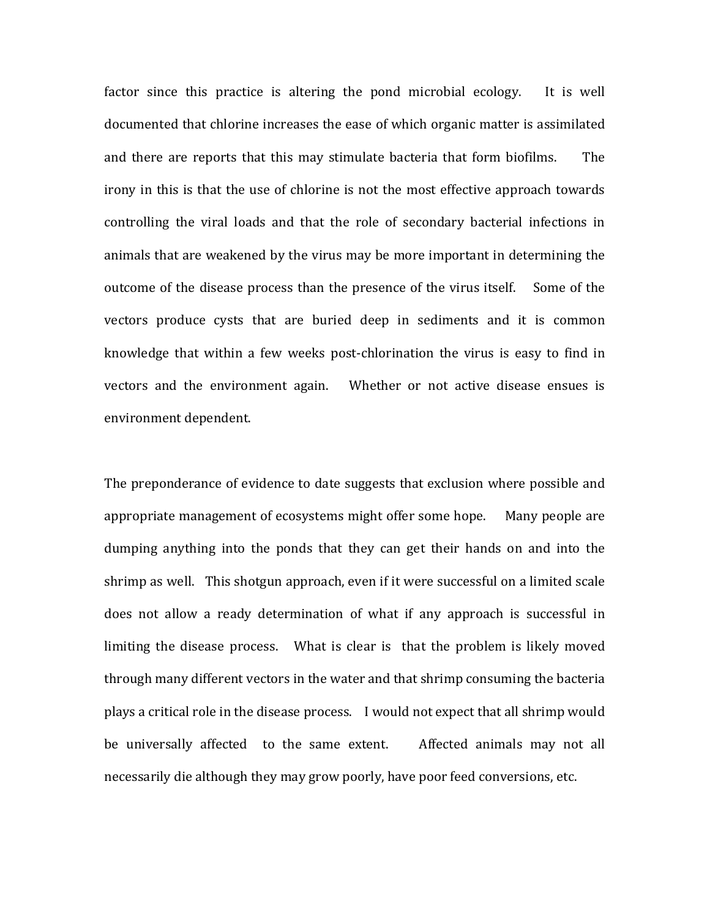factor since this practice is altering the pond microbial ecology. It is well documented that chlorine increases the ease of which organic matter is assimilated and there are reports that this may stimulate bacteria that form biofilms. The irony in this is that the use of chlorine is not the most effective approach towards controlling the viral loads and that the role of secondary bacterial infections in animals that are weakened by the virus may be more important in determining the outcome of the disease process than the presence of the virus itself. Some of the vectors produce cysts that are buried deep in sediments and it is common knowledge that within a few weeks post-chlorination the virus is easy to find in vectors and the environment again. Whether or not active disease ensues is environment dependent.

The preponderance of evidence to date suggests that exclusion where possible and appropriate management of ecosystems might offer some hope. Many people are dumping anything into the ponds that they can get their hands on and into the shrimp as well. This shotgun approach, even if it were successful on a limited scale does not allow a ready determination of what if any approach is successful in limiting the disease process. What is clear is that the problem is likely moved through many different vectors in the water and that shrimp consuming the bacteria plays a critical role in the disease process. I would not expect that all shrimp would be universally affected to the same extent. Affected animals may not all necessarily die although they may grow poorly, have poor feed conversions, etc.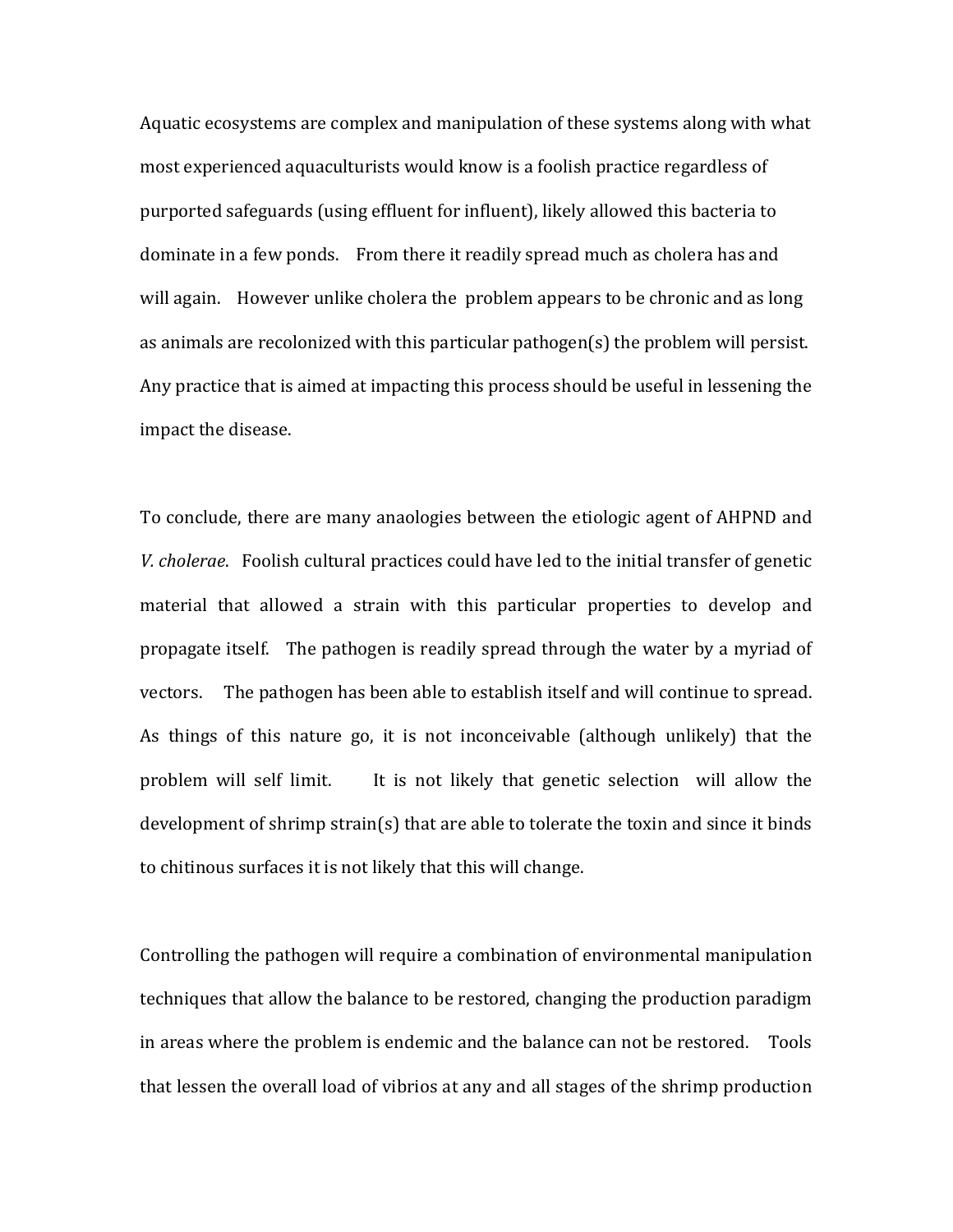Aquatic ecosystems are complex and manipulation of these systems along with what most experienced aquaculturists would know is a foolish practice regardless of purported safeguards (using effluent for influent), likely allowed this bacteria to dominate in a few ponds. From there it readily spread much as cholera has and will again. However unlike cholera the problem appears to be chronic and as long as animals are recolonized with this particular pathogen(s) the problem will persist. Any practice that is aimed at impacting this process should be useful in lessening the impact the disease.

To conclude, there are many anaologies between the etiologic agent of AHPND and *V. cholerae*. Foolish cultural practices could have led to the initial transfer of genetic material that allowed a strain with this particular properties to develop and propagate itself. The pathogen is readily spread through the water by a myriad of vectors. The pathogen has been able to establish itself and will continue to spread. As things of this nature go, it is not inconceivable (although unlikely) that the problem will self limit. It is not likely that genetic selection will allow the development of shrimp strain(s) that are able to tolerate the toxin and since it binds to chitinous surfaces it is not likely that this will change.

Controlling the pathogen will require a combination of environmental manipulation techniques that allow the balance to be restored, changing the production paradigm in areas where the problem is endemic and the balance can not be restored. Tools that lessen the overall load of vibrios at any and all stages of the shrimp production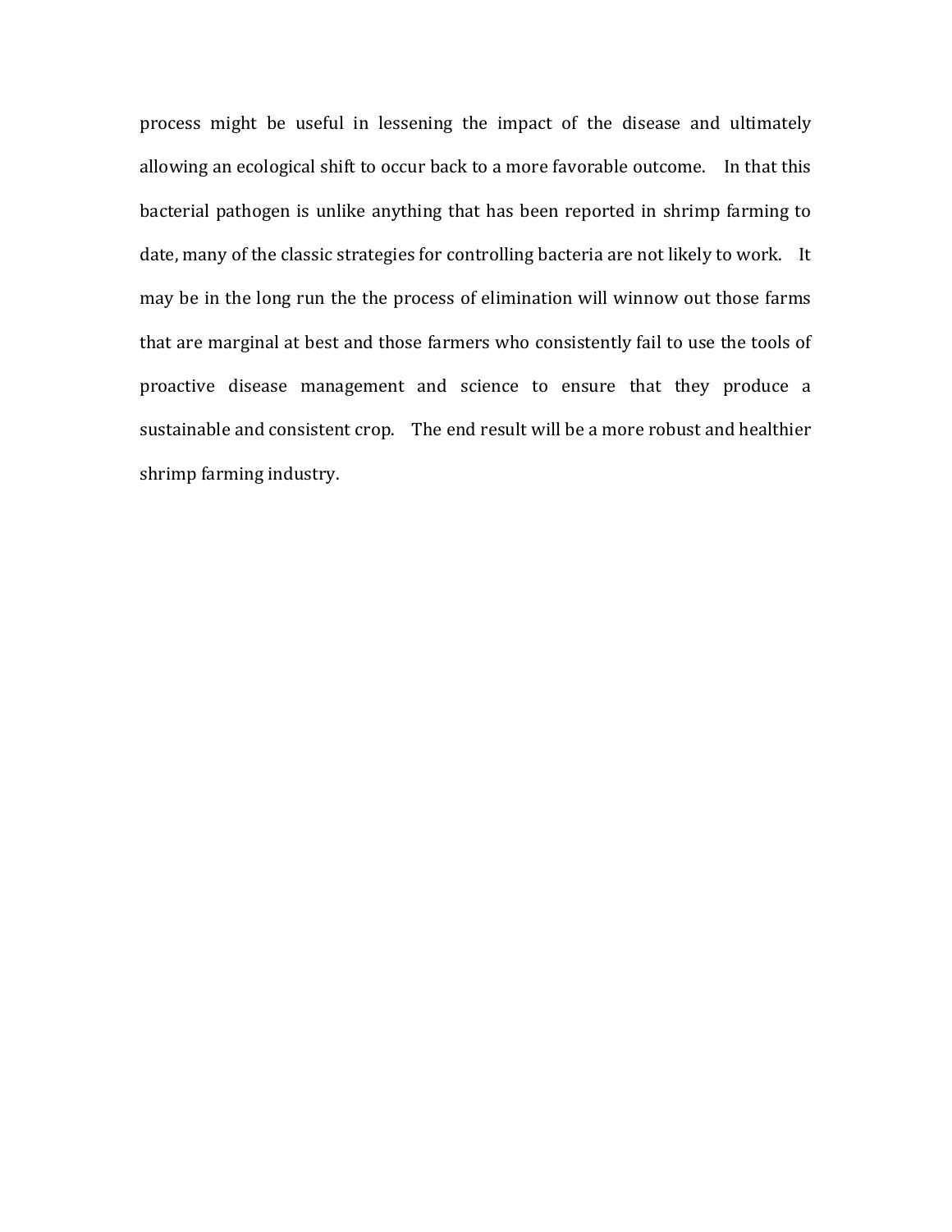process might be useful in lessening the impact of the disease and ultimately allowing an ecological shift to occur back to a more favorable outcome. In that this bacterial pathogen is unlike anything that has been reported in shrimp farming to date, many of the classic strategies for controlling bacteria are not likely to work. It may be in the long run the the process of elimination will winnow out those farms that are marginal at best and those farmers who consistently fail to use the tools of proactive disease management and science to ensure that they produce a sustainable and consistent crop. The end result will be a more robust and healthier shrimp farming industry.